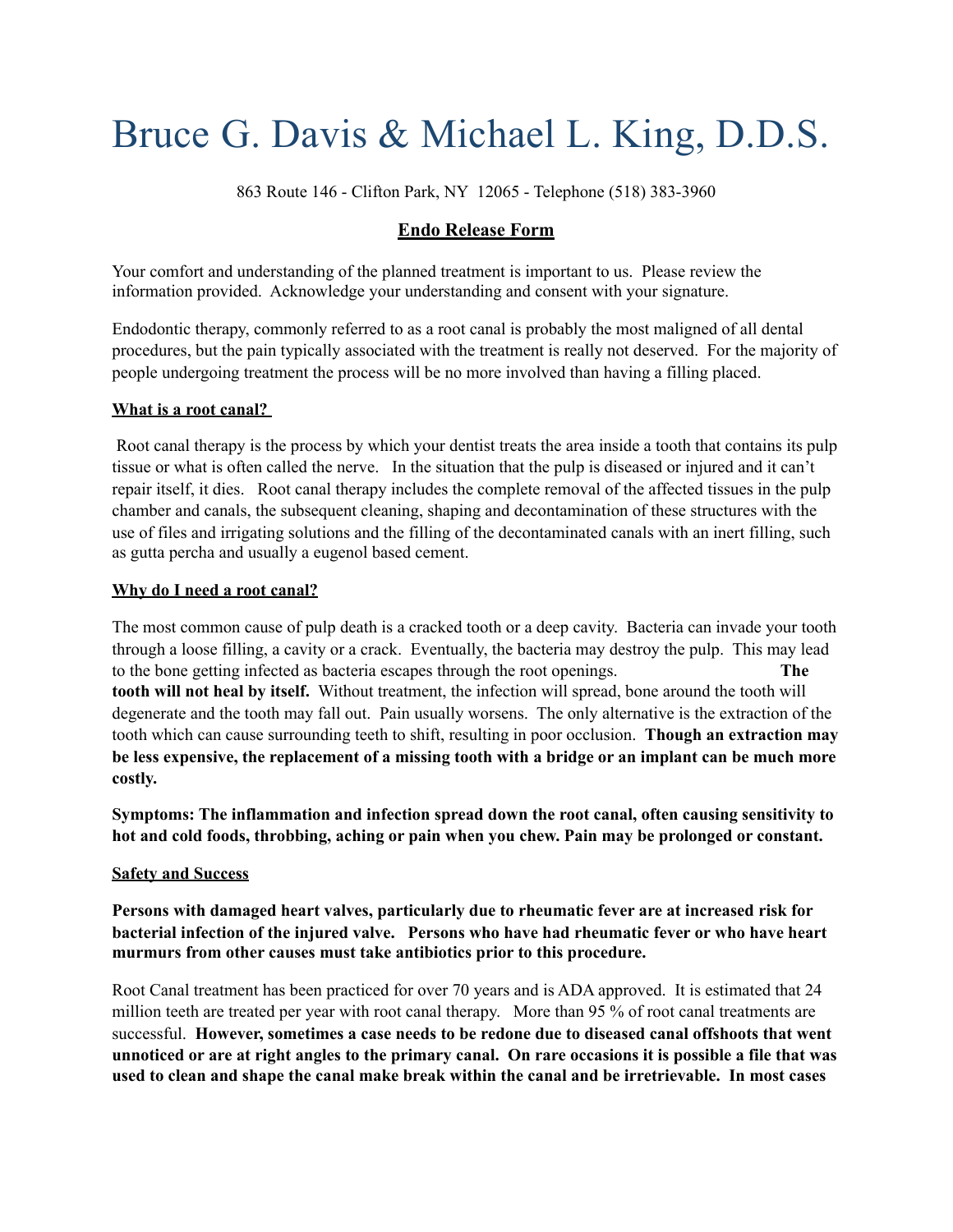# Bruce G. Davis & Michael L. King, D.D.S.

863 Route 146 - Clifton Park, NY 12065 - Telephone (518) 383-3960

## Endo Release Form

Your comfort and understanding of the planned treatment is important to us. Please review the information provided. Acknowledge your understanding and consent with your signature.

Endodontic therapy, commonly referred to as a root canal is probably the most maligned of all dental procedures, but the pain typically associated with the treatment is really not deserved. For the majority of people undergoing treatment the process will be no more involved than having a filling placed.

### What is a root canal?

Root canal therapy is the process by which your dentist treats the area inside a tooth that contains its pulp tissue or what is often called the nerve. In the situation that the pulp is diseased or injured and it can't repair itself, it dies. Root canal therapy includes the complete removal of the affected tissues in the pulp chamber and canals, the subsequent cleaning, shaping and decontamination of these structures with the use of files and irrigating solutions and the filling of the decontaminated canals with an inert filling, such as gutta percha and usually a eugenol based cement.

### Why do I need a root canal?

The most common cause of pulp death is a cracked tooth or a deep cavity. Bacteria can invade your tooth through a loose filling, a cavity or a crack. Eventually, the bacteria may destroy the pulp. This may lead to the bone getting infected as bacteria escapes through the root openings. **The tooth will not heal by itself.** Without treatment, the infection will spread, bone around the tooth will degenerate and the tooth may fall out. Pain usually worsens. The only alternative is the extraction of the tooth which can cause surrounding teeth to shift, resulting in poor occlusion. **Though an extraction may be less expensive, the replacement of a missing tooth with a bridge or an implant can be much more costly.**

**Symptoms: The inflammation and infection spread down the root canal, often causing sensitivity to hot and cold foods, throbbing, aching or pain when you chew. Pain may be prolonged or constant.**

### Safety and Success

**Persons with damaged heart valves, particularly due to rheumatic fever are at increased risk for bacterial infection of the injured valve. Persons who have had rheumatic fever or who have heart murmurs from other causes must take antibiotics prior to this procedure.**

Root Canal treatment has been practiced for over 70 years and is ADA approved. It is estimated that 24 million teeth are treated per year with root canal therapy. More than 95 % of root canal treatments are successful. **However, sometimes a case needs to be redone due to diseased canal offshoots that went unnoticed or are at right angles to the primary canal. On rare occasions it is possible a file that was used to clean and shape the canal make break within the canal and be irretrievable. In most cases**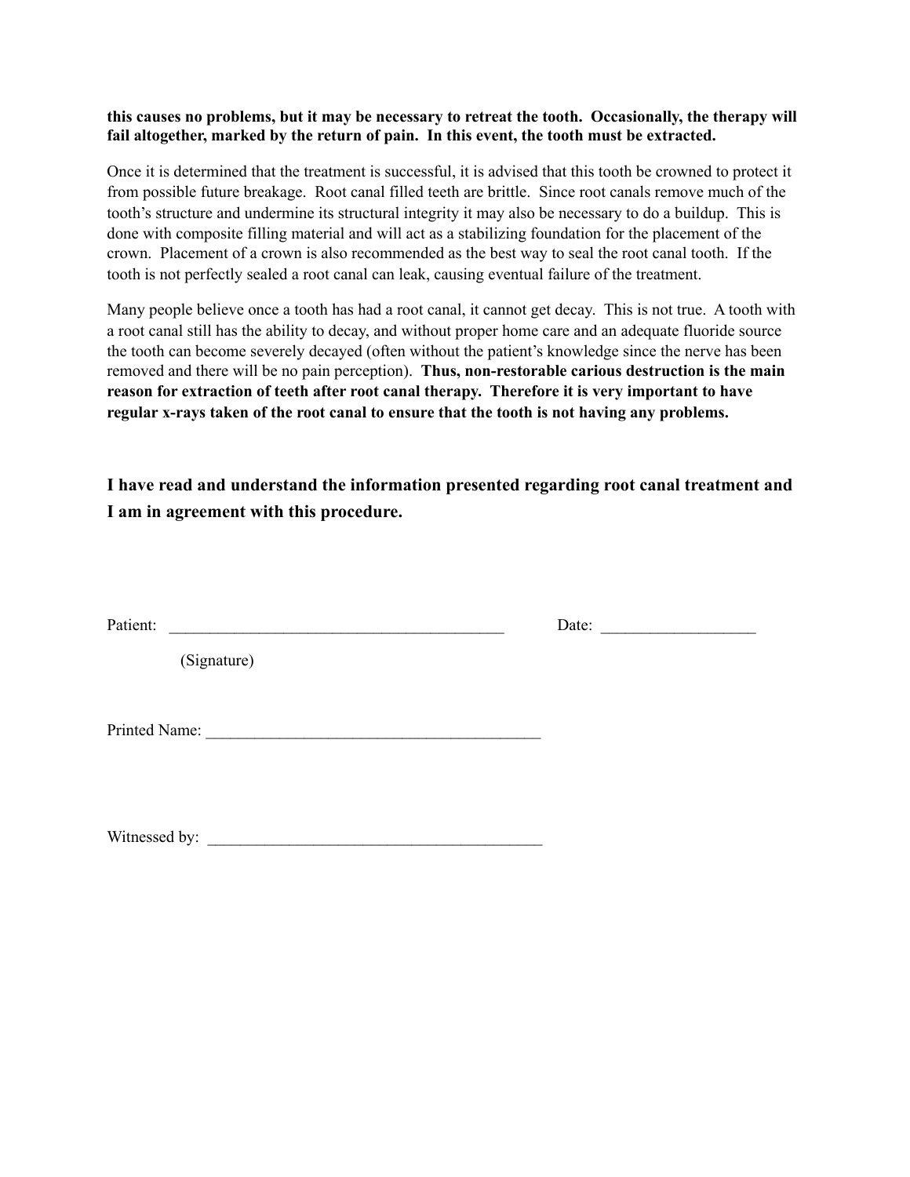**this causes no problems, but it may be necessary to retreat the tooth. Occasionally, the therapy will fail altogether, marked by the return of pain. In this event, the tooth must be extracted.**

Once it is determined that the treatment is successful, it is advised that this tooth be crowned to protect it from possible future breakage. Root canal filled teeth are brittle. Since root canals remove much of the tooth's structure and undermine its structural integrity it may also be necessary to do a buildup. This is done with composite filling material and will act as a stabilizing foundation for the placement of the crown. Placement of a crown is also recommended as the best way to seal the root canal tooth. If the tooth is not perfectly sealed a root canal can leak, causing eventual failure of the treatment.

Many people believe once a tooth has had a root canal, it cannot get decay. This is not true. A tooth with a root canal still has the ability to decay, and without proper home care and an adequate fluoride source the tooth can become severely decayed (often without the patient's knowledge since the nerve has been removed and there will be no pain perception). **Thus, non-restorable carious destruction is the main reason for extraction of teeth after root canal therapy. Therefore it is very important to have regular x-rays taken of the root canal to ensure that the tooth is not having any problems.**

**I have read and understand the information presented regarding root canal treatment and I am in agreement with this procedure.**

Patient: ________________________________________ Date: __________________

(Signature)

Printed Name: ________________________________________

Witnessed by: ________________________________________